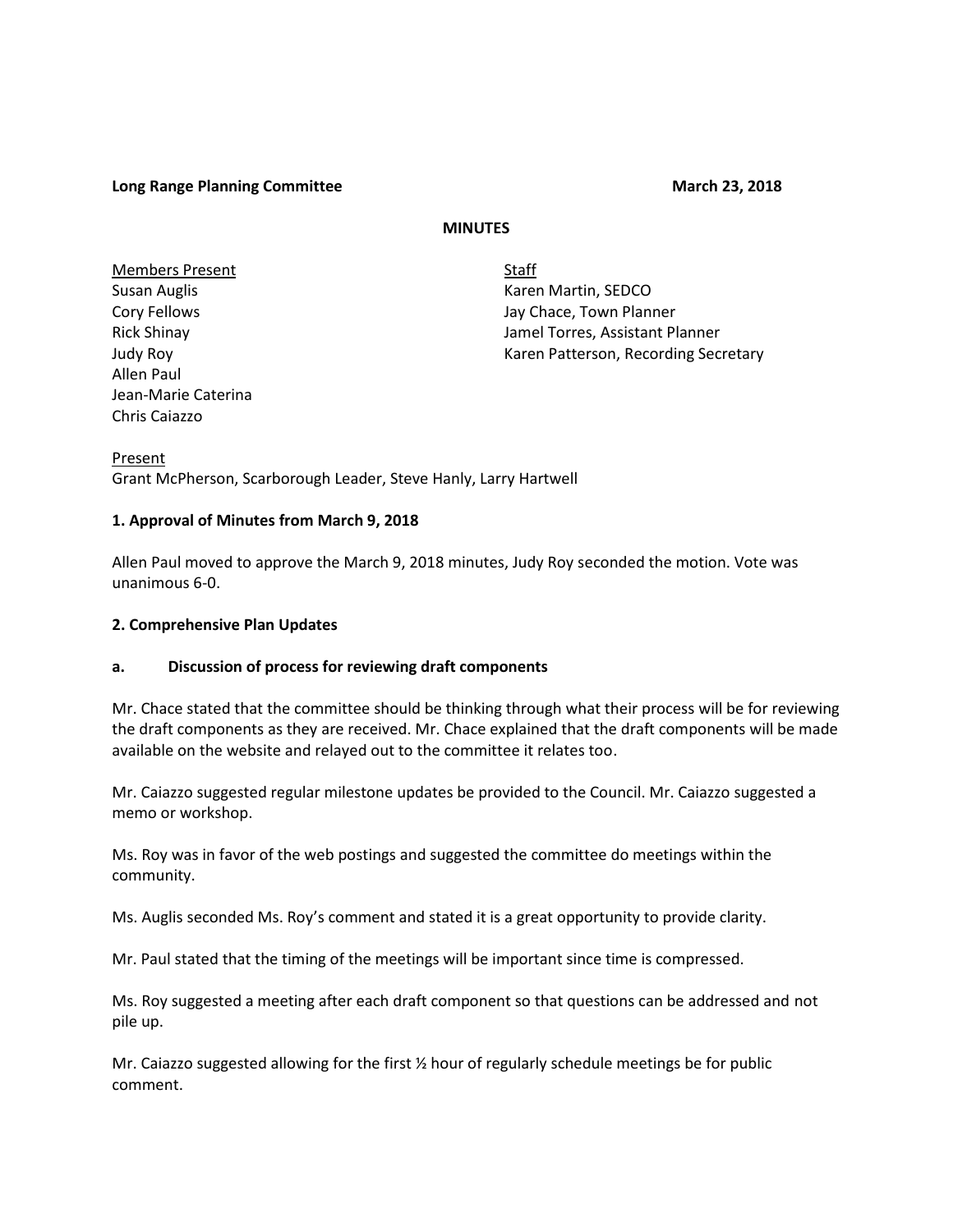**Long Range Planning Committee** **March 23, 2018**

**MINUTES**

<u>Members Present</u>
Susan Auglis
Cory Fellows
Rick Shinay
Judy Roy
Allen Paul
Jean-Marie Caterina
Chris Caiazzo

<u>Staff</u>
Karen Martin, SEDCO
Jay Chace, Town Planner
Jamel Torres, Assistant Planner
Karen Patterson, Recording Secretary

<u>Present</u>
Grant McPherson, Scarborough Leader, Steve Hanly, Larry Hartwell

**1. Approval of Minutes from March 9, 2018**

Allen Paul moved to approve the March 9, 2018 minutes, Judy Roy seconded the motion. Vote was unanimous 6-0.

**2. Comprehensive Plan Updates**

**a. Discussion of process for reviewing draft components**

Mr. Chace stated that the committee should be thinking through what their process will be for reviewing the draft components as they are received. Mr. Chace explained that the draft components will be made available on the website and relayed out to the committee it relates too.

Mr. Caiazzo suggested regular milestone updates be provided to the Council. Mr. Caiazzo suggested a memo or workshop.

Ms. Roy was in favor of the web postings and suggested the committee do meetings within the community.

Ms. Auglis seconded Ms. Roy's comment and stated it is a great opportunity to provide clarity.

Mr. Paul stated that the timing of the meetings will be important since time is compressed.

Ms. Roy suggested a meeting after each draft component so that questions can be addressed and not pile up.

Mr. Caiazzo suggested allowing for the first ½ hour of regularly schedule meetings be for public comment.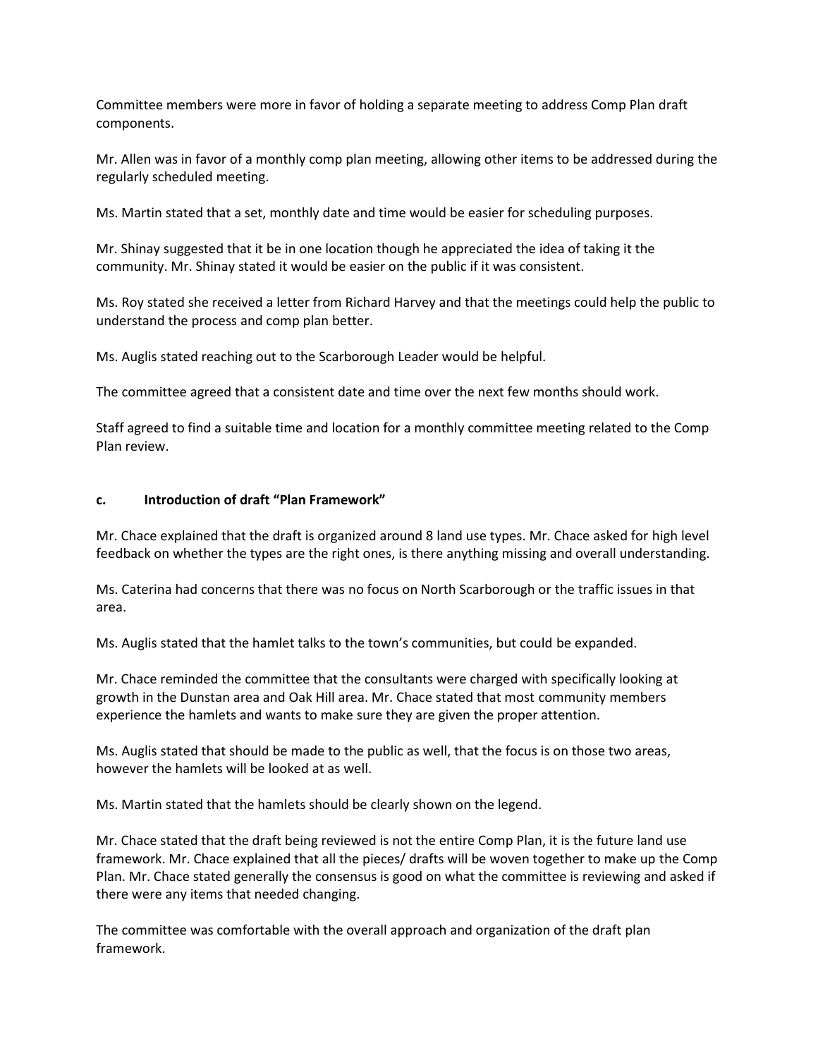Committee members were more in favor of holding a separate meeting to address Comp Plan draft components.

Mr. Allen was in favor of a monthly comp plan meeting, allowing other items to be addressed during the regularly scheduled meeting.

Ms. Martin stated that a set, monthly date and time would be easier for scheduling purposes.

Mr. Shinay suggested that it be in one location though he appreciated the idea of taking it the community. Mr. Shinay stated it would be easier on the public if it was consistent.

Ms. Roy stated she received a letter from Richard Harvey and that the meetings could help the public to understand the process and comp plan better.

Ms. Auglis stated reaching out to the Scarborough Leader would be helpful.

The committee agreed that a consistent date and time over the next few months should work.

Staff agreed to find a suitable time and location for a monthly committee meeting related to the Comp Plan review.

**c. Introduction of draft "Plan Framework"**

Mr. Chace explained that the draft is organized around 8 land use types. Mr. Chace asked for high level feedback on whether the types are the right ones, is there anything missing and overall understanding.

Ms. Caterina had concerns that there was no focus on North Scarborough or the traffic issues in that area.

Ms. Auglis stated that the hamlet talks to the town's communities, but could be expanded.

Mr. Chace reminded the committee that the consultants were charged with specifically looking at growth in the Dunstan area and Oak Hill area. Mr. Chace stated that most community members experience the hamlets and wants to make sure they are given the proper attention.

Ms. Auglis stated that should be made to the public as well, that the focus is on those two areas, however the hamlets will be looked at as well.

Ms. Martin stated that the hamlets should be clearly shown on the legend.

Mr. Chace stated that the draft being reviewed is not the entire Comp Plan, it is the future land use framework. Mr. Chace explained that all the pieces/ drafts will be woven together to make up the Comp Plan. Mr. Chace stated generally the consensus is good on what the committee is reviewing and asked if there were any items that needed changing.

The committee was comfortable with the overall approach and organization of the draft plan framework.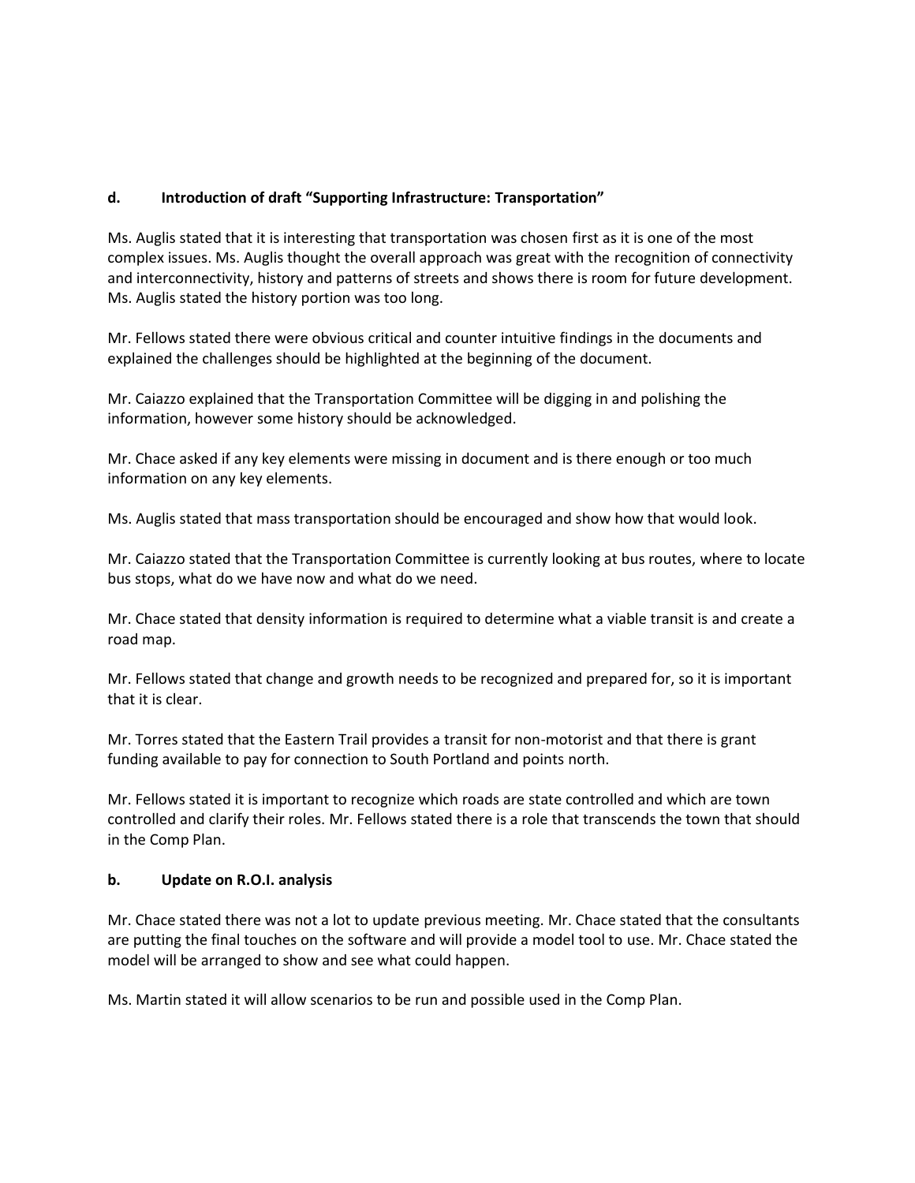**d. Introduction of draft "Supporting Infrastructure: Transportation"**

Ms. Auglis stated that it is interesting that transportation was chosen first as it is one of the most complex issues. Ms. Auglis thought the overall approach was great with the recognition of connectivity and interconnectivity, history and patterns of streets and shows there is room for future development. Ms. Auglis stated the history portion was too long.

Mr. Fellows stated there were obvious critical and counter intuitive findings in the documents and explained the challenges should be highlighted at the beginning of the document.

Mr. Caiazzo explained that the Transportation Committee will be digging in and polishing the information, however some history should be acknowledged.

Mr. Chace asked if any key elements were missing in document and is there enough or too much information on any key elements.

Ms. Auglis stated that mass transportation should be encouraged and show how that would look.

Mr. Caiazzo stated that the Transportation Committee is currently looking at bus routes, where to locate bus stops, what do we have now and what do we need.

Mr. Chace stated that density information is required to determine what a viable transit is and create a road map.

Mr. Fellows stated that change and growth needs to be recognized and prepared for, so it is important that it is clear.

Mr. Torres stated that the Eastern Trail provides a transit for non-motorist and that there is grant funding available to pay for connection to South Portland and points north.

Mr. Fellows stated it is important to recognize which roads are state controlled and which are town controlled and clarify their roles. Mr. Fellows stated there is a role that transcends the town that should in the Comp Plan.

**b. Update on R.O.I. analysis**

Mr. Chace stated there was not a lot to update previous meeting. Mr. Chace stated that the consultants are putting the final touches on the software and will provide a model tool to use. Mr. Chace stated the model will be arranged to show and see what could happen.

Ms. Martin stated it will allow scenarios to be run and possible used in the Comp Plan.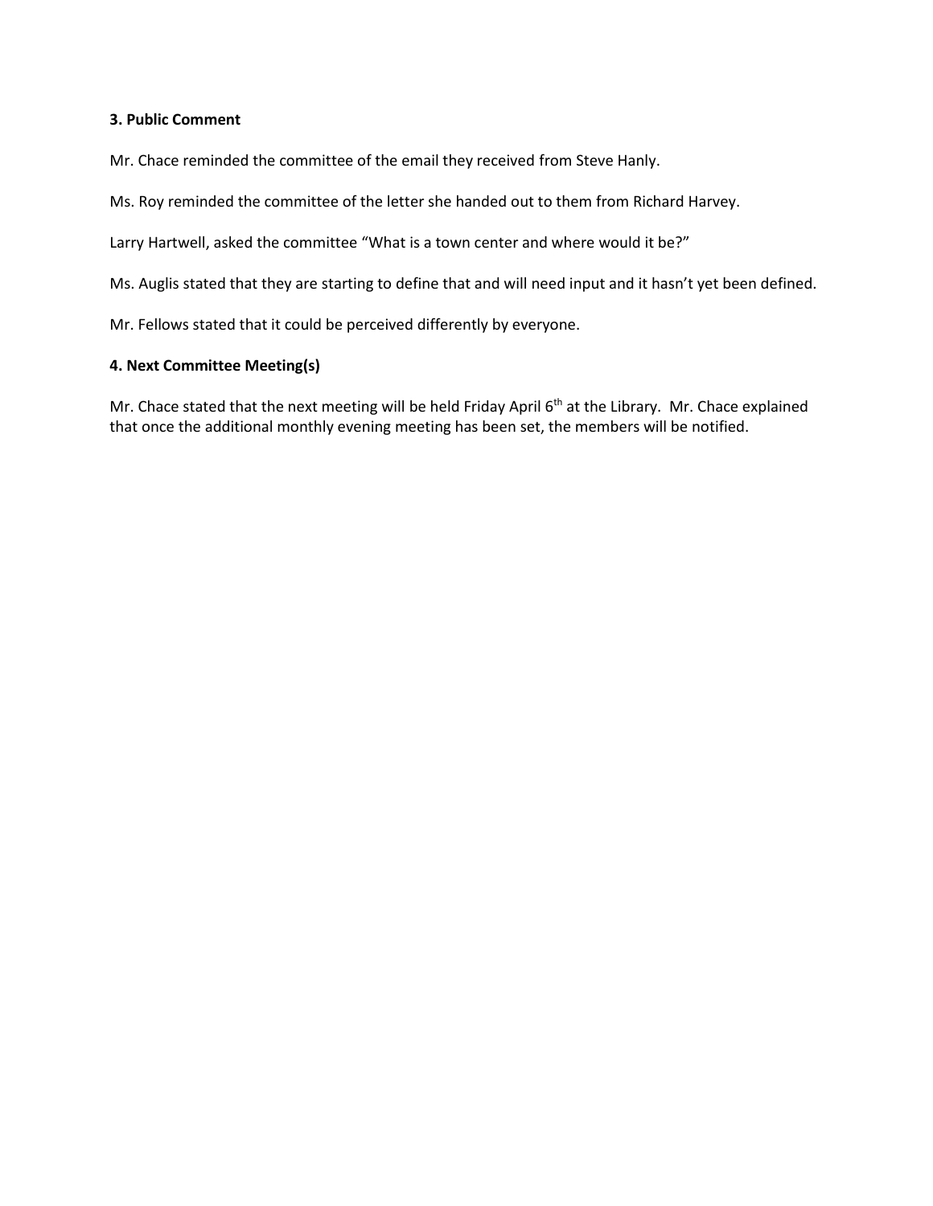**3. Public Comment**

Mr. Chace reminded the committee of the email they received from Steve Hanly.

Ms. Roy reminded the committee of the letter she handed out to them from Richard Harvey.

Larry Hartwell, asked the committee "What is a town center and where would it be?"

Ms. Auglis stated that they are starting to define that and will need input and it hasn't yet been defined.

Mr. Fellows stated that it could be perceived differently by everyone.

**4. Next Committee Meeting(s)**

Mr. Chace stated that the next meeting will be held Friday April 6th at the Library. Mr. Chace explained that once the additional monthly evening meeting has been set, the members will be notified.